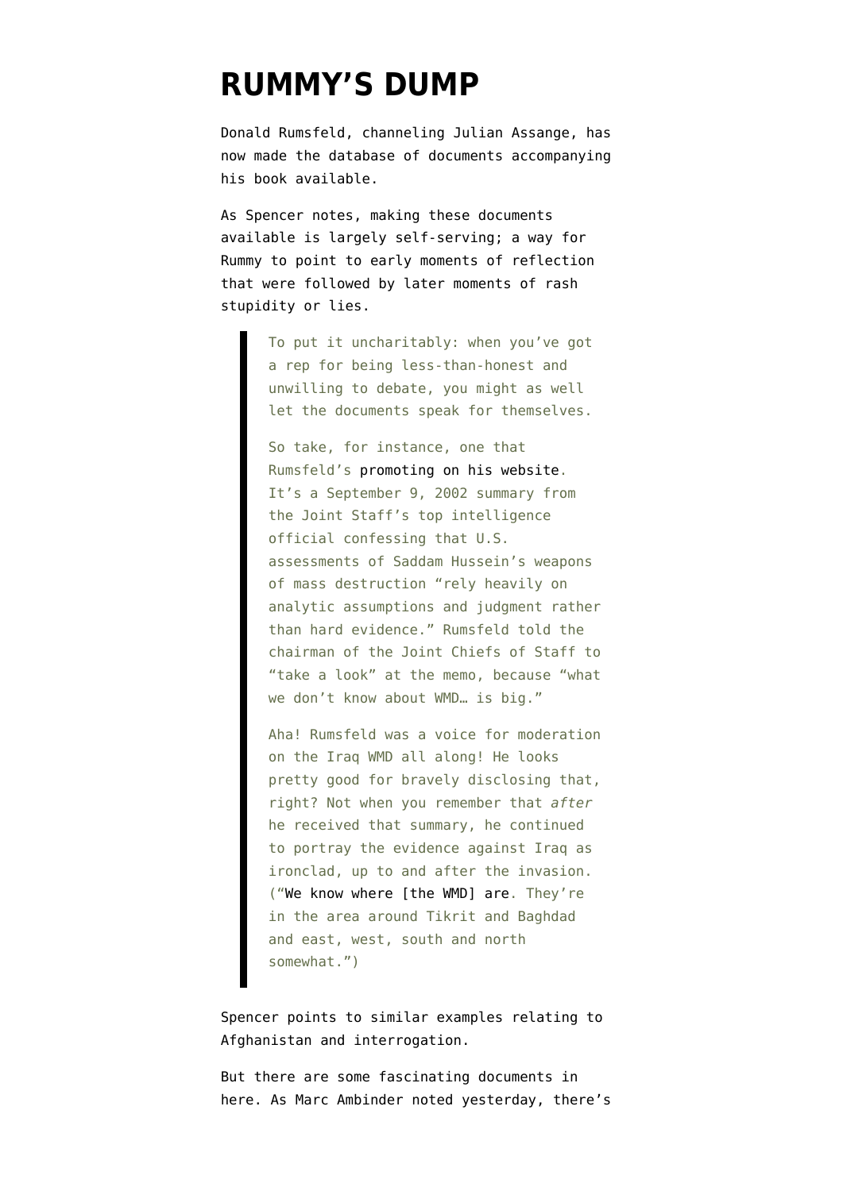# RUMMY'S DUMP

Donald Rumsfeld, channeling Julian Assange, has now made the database of documents accompanying his book available.

As Spencer notes, making these documents available is largely self-serving; a way for Rummy to point to early moments of reflection that were followed by later moments of rash stupidity or lies.

> To put it uncharitably: when you've got a rep for being less-than-honest and unwilling to debate, you might as well let the documents speak for themselves.
>
> So take, for instance, one that Rumsfeld's promoting on his website. It's a September 9, 2002 summary from the Joint Staff's top intelligence official confessing that U.S. assessments of Saddam Hussein's weapons of mass destruction "rely heavily on analytic assumptions and judgment rather than hard evidence." Rumsfeld told the chairman of the Joint Chiefs of Staff to "take a look" at the memo, because "what we don't know about WMD… is big."
>
> Aha! Rumsfeld was a voice for moderation on the Iraq WMD all along! He looks pretty good for bravely disclosing that, right? Not when you remember that *after* he received that summary, he continued to portray the evidence against Iraq as ironclad, up to and after the invasion. ("We know where [the WMD] are. They're in the area around Tikrit and Baghdad and east, west, south and north somewhat.")

Spencer points to similar examples relating to Afghanistan and interrogation.

But there are some fascinating documents in here. As Marc Ambinder noted yesterday, there's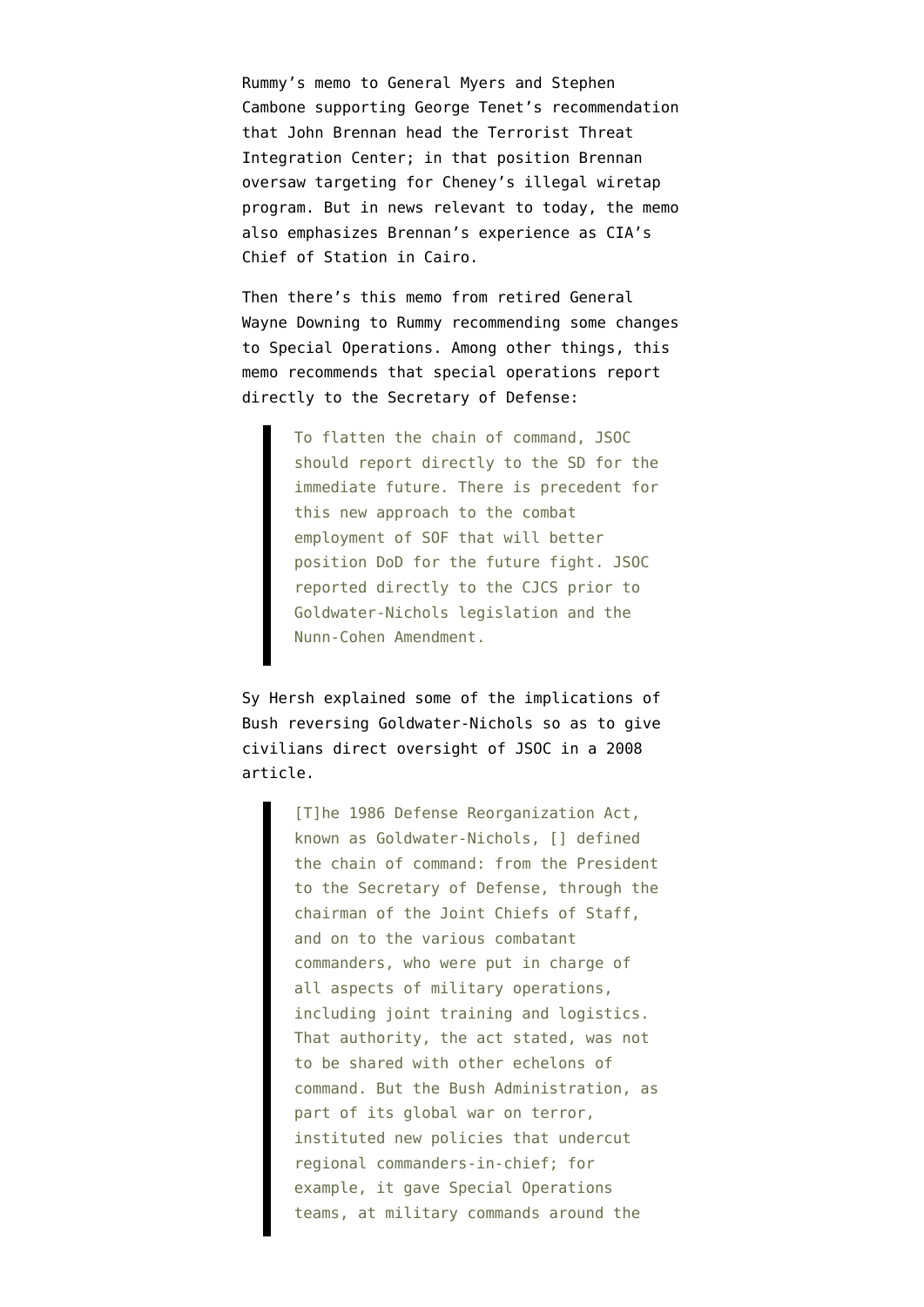Rummy's memo to General Myers and Stephen Cambone supporting George Tenet's recommendation that John Brennan head the Terrorist Threat Integration Center; in that position Brennan oversaw targeting for Cheney's illegal wiretap program. But in news relevant to today, the memo also emphasizes Brennan's experience as CIA's Chief of Station in Cairo.

Then there's this memo from retired General Wayne Downing to Rummy recommending some changes to Special Operations. Among other things, this memo recommends that special operations report directly to the Secretary of Defense:

> To flatten the chain of command, JSOC should report directly to the SD for the immediate future. There is precedent for this new approach to the combat employment of SOF that will better position DoD for the future fight. JSOC reported directly to the CJCS prior to Goldwater-Nichols legislation and the Nunn-Cohen Amendment.

Sy Hersh explained some of the implications of Bush reversing Goldwater-Nichols so as to give civilians direct oversight of JSOC in a 2008 article.

> [T]he 1986 Defense Reorganization Act, known as Goldwater-Nichols, [] defined the chain of command: from the President to the Secretary of Defense, through the chairman of the Joint Chiefs of Staff, and on to the various combatant commanders, who were put in charge of all aspects of military operations, including joint training and logistics. That authority, the act stated, was not to be shared with other echelons of command. But the Bush Administration, as part of its global war on terror, instituted new policies that undercut regional commanders-in-chief; for example, it gave Special Operations teams, at military commands around the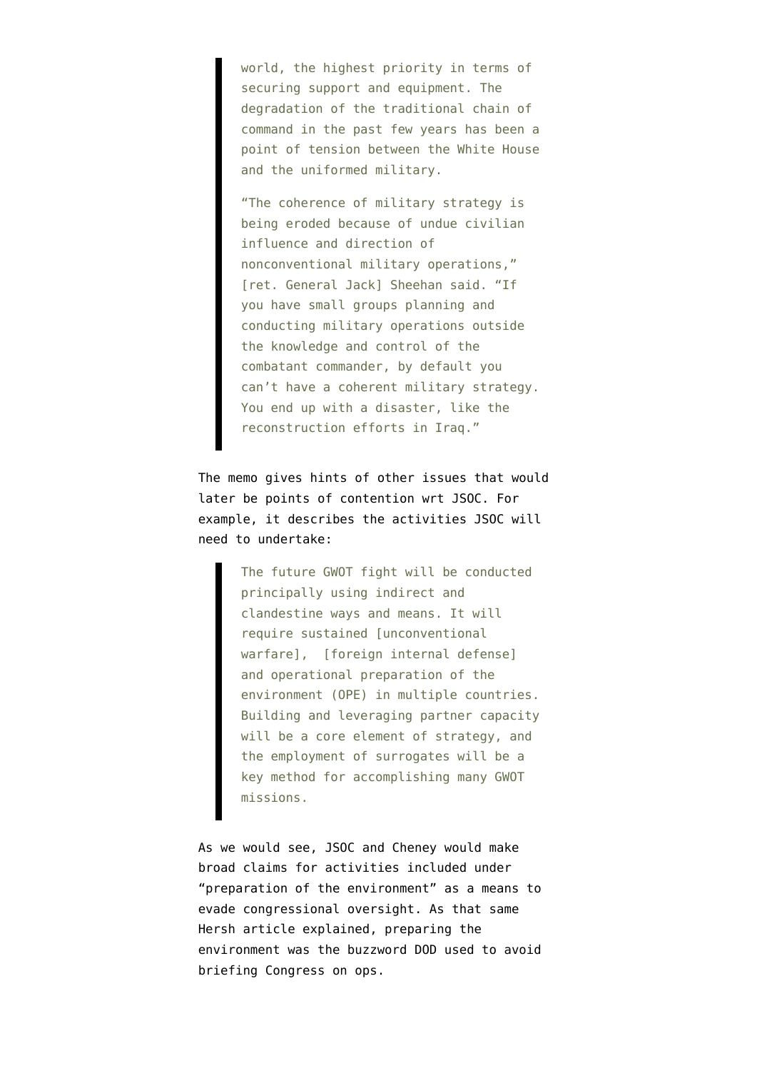> world, the highest priority in terms of securing support and equipment. The degradation of the traditional chain of command in the past few years has been a point of tension between the White House and the uniformed military.
>
> "The coherence of military strategy is being eroded because of undue civilian influence and direction of nonconventional military operations," [ret. General Jack] Sheehan said. "If you have small groups planning and conducting military operations outside the knowledge and control of the combatant commander, by default you can't have a coherent military strategy. You end up with a disaster, like the reconstruction efforts in Iraq."

The memo gives hints of other issues that would later be points of contention wrt JSOC. For example, it describes the activities JSOC will need to undertake:

> The future GWOT fight will be conducted principally using indirect and clandestine ways and means. It will require sustained [unconventional warfare], [foreign internal defense] and operational preparation of the environment (OPE) in multiple countries. Building and leveraging partner capacity will be a core element of strategy, and the employment of surrogates will be a key method for accomplishing many GWOT missions.

As we would see, JSOC and Cheney would make broad claims for activities included under "preparation of the environment" as a means to evade congressional oversight. As that same Hersh article explained, preparing the environment was the buzzword DOD used to avoid briefing Congress on ops.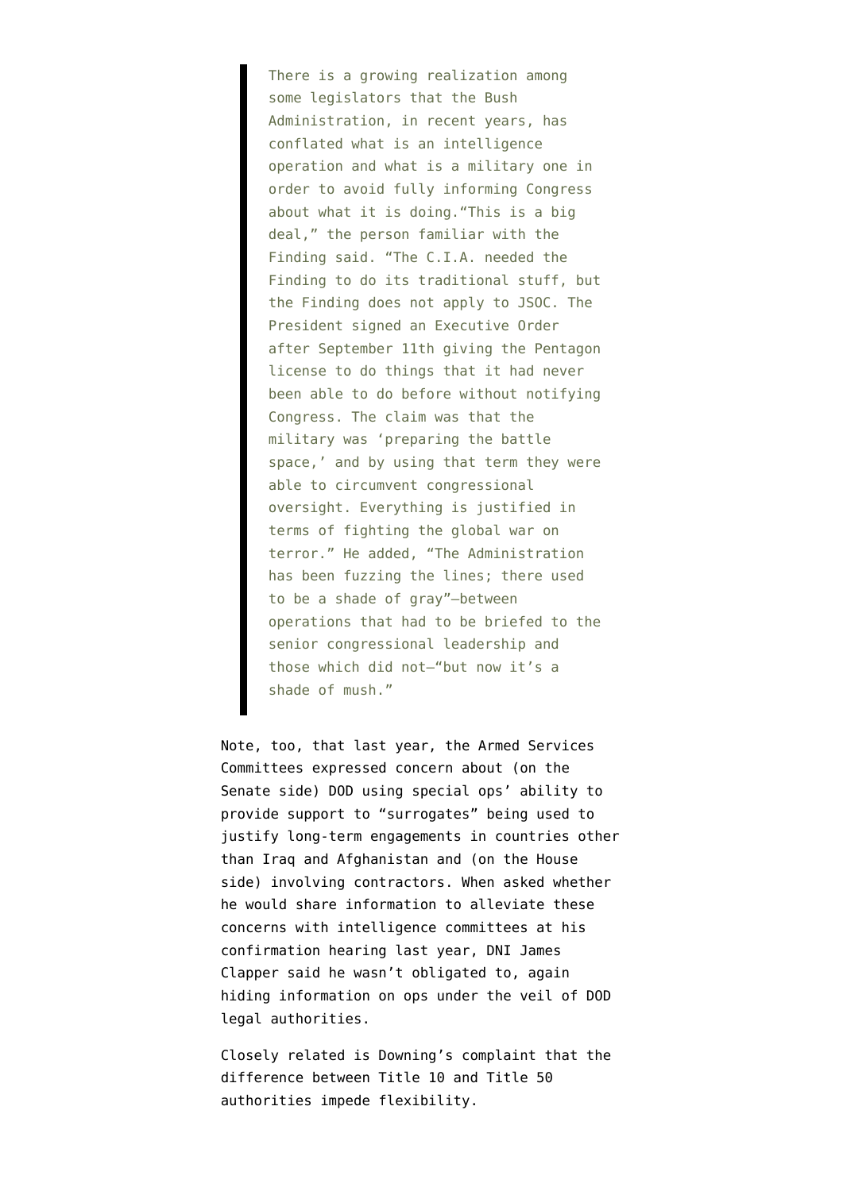> There is a growing realization among some legislators that the Bush Administration, in recent years, has conflated what is an intelligence operation and what is a military one in order to avoid fully informing Congress about what it is doing."This is a big deal," the person familiar with the Finding said. "The C.I.A. needed the Finding to do its traditional stuff, but the Finding does not apply to JSOC. The President signed an Executive Order after September 11th giving the Pentagon license to do things that it had never been able to do before without notifying Congress. The claim was that the military was 'preparing the battle space,' and by using that term they were able to circumvent congressional oversight. Everything is justified in terms of fighting the global war on terror." He added, "The Administration has been fuzzing the lines; there used to be a shade of gray"—between operations that had to be briefed to the senior congressional leadership and those which did not—"but now it's a shade of mush."

Note, too, that last year, the Armed Services Committees expressed concern about (on the Senate side) DOD using special ops' ability to provide support to "surrogates" being used to justify long-term engagements in countries other than Iraq and Afghanistan and (on the House side) involving contractors. When asked whether he would share information to alleviate these concerns with intelligence committees at his confirmation hearing last year, DNI James Clapper said he wasn't obligated to, again hiding information on ops under the veil of DOD legal authorities.

Closely related is Downing's complaint that the difference between Title 10 and Title 50 authorities impede flexibility.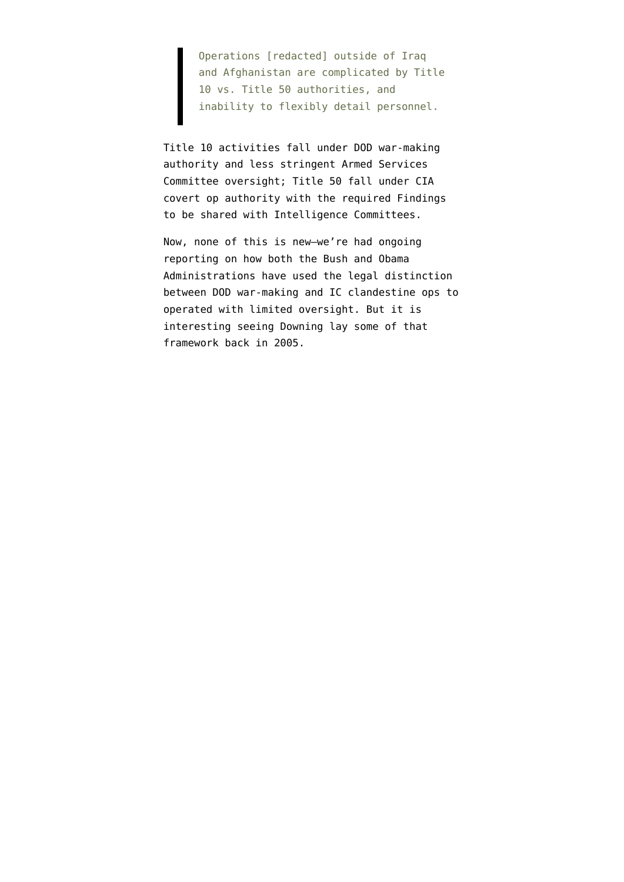> Operations [redacted] outside of Iraq and Afghanistan are complicated by Title 10 vs. Title 50 authorities, and inability to flexibly detail personnel.

Title 10 activities fall under DOD war-making authority and less stringent Armed Services Committee oversight; Title 50 fall under CIA covert op authority with the required Findings to be shared with Intelligence Committees.

Now, none of this is new—we're had ongoing reporting on how both the Bush and Obama Administrations have used the legal distinction between DOD war-making and IC clandestine ops to operated with limited oversight. But it is interesting seeing Downing lay some of that framework back in 2005.